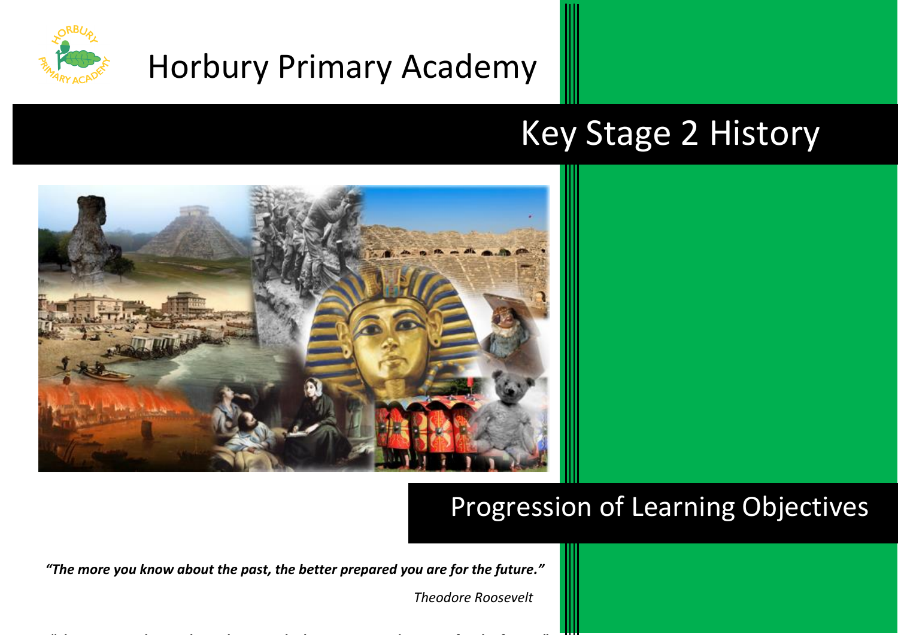# Horbury Primary Academy

## Key Stage 2 History

## Progression of Learning Objectives

***"The more you know about the past, the better prepared you are for the future."***

*Theodore Roosevelt*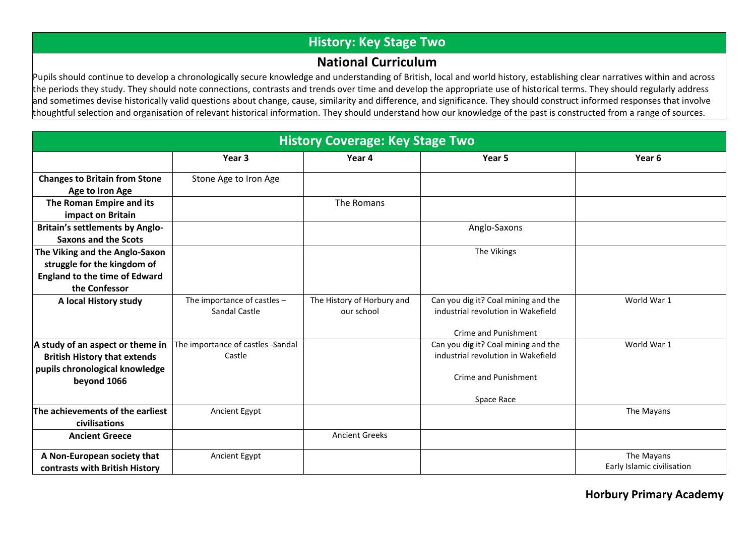# History: Key Stage Two

## National Curriculum

Pupils should continue to develop a chronologically secure knowledge and understanding of British, local and world history, establishing clear narratives within and across the periods they study. They should note connections, contrasts and trends over time and develop the appropriate use of historical terms. They should regularly address and sometimes devise historically valid questions about change, cause, similarity and difference, and significance. They should construct informed responses that involve thoughtful selection and organisation of relevant historical information. They should understand how our knowledge of the past is constructed from a range of sources.

## History Coverage: Key Stage Two

| | Year 3 | Year 4 | Year 5 | Year 6 |
|---|---|---|---|---|
| **Changes to Britain from Stone Age to Iron Age** | Stone Age to Iron Age | | | |
| **The Roman Empire and its impact on Britain** | | The Romans | | |
| **Britain's settlements by Anglo-Saxons and the Scots** | | | Anglo-Saxons | |
| **The Viking and the Anglo-Saxon struggle for the kingdom of England to the time of Edward the Confessor** | | | The Vikings | |
| **A local History study** | The importance of castles – Sandal Castle | The History of Horbury and our school | Can you dig it? Coal mining and the industrial revolution in Wakefield<br><br>Crime and Punishment | World War 1 |
| **A study of an aspect or theme in British History that extends pupils chronological knowledge beyond 1066** | The importance of castles -Sandal Castle | | Can you dig it? Coal mining and the industrial revolution in Wakefield<br><br>Crime and Punishment<br><br>Space Race | World War 1 |
| **The achievements of the earliest civilisations** | Ancient Egypt | | | The Mayans |
| **Ancient Greece** | | Ancient Greeks | | |
| **A Non-European society that contrasts with British History** | Ancient Egypt | | | The Mayans<br>Early Islamic civilisation |

**Horbury Primary Academy**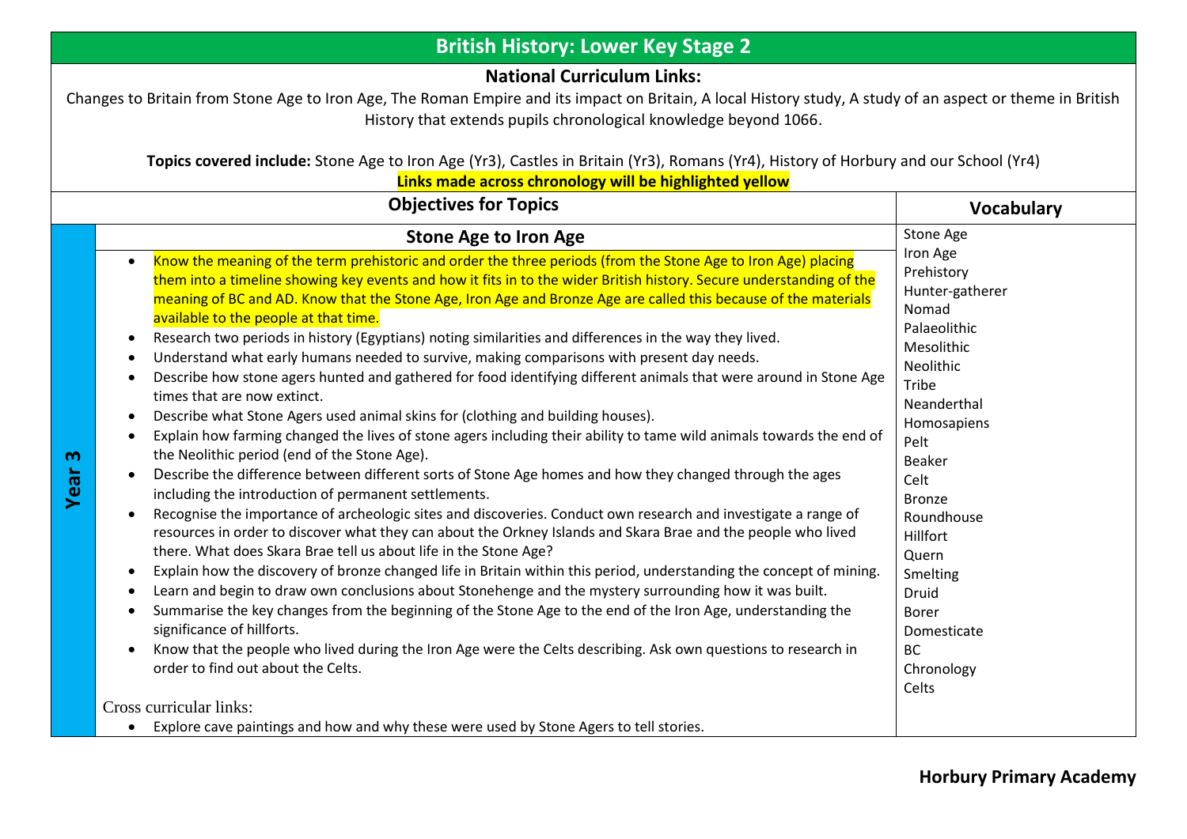# British History: Lower Key Stage 2

**National Curriculum Links:**

Changes to Britain from Stone Age to Iron Age, The Roman Empire and its impact on Britain, A local History study, A study of an aspect or theme in British History that extends pupils chronological knowledge beyond 1066.

**Topics covered include:** Stone Age to Iron Age (Yr3), Castles in Britain (Yr3), Romans (Yr4), History of Horbury and our School (Yr4)

**Links made across chronology will be highlighted yellow**

| | Objectives for Topics | Vocabulary |
|---|---|---|
| **Year 3** | **Stone Age to Iron Age**<br>• Know the meaning of the term prehistoric and order the three periods (from the Stone Age to Iron Age) placing them into a timeline showing key events and how it fits in to the wider British history. Secure understanding of the meaning of BC and AD. Know that the Stone Age, Iron Age and Bronze Age are called this because of the materials available to the people at that time.<br>• Research two periods in history (Egyptians) noting similarities and differences in the way they lived.<br>• Understand what early humans needed to survive, making comparisons with present day needs.<br>• Describe how stone agers hunted and gathered for food identifying different animals that were around in Stone Age times that are now extinct.<br>• Describe what Stone Agers used animal skins for (clothing and building houses).<br>• Explain how farming changed the lives of stone agers including their ability to tame wild animals towards the end of the Neolithic period (end of the Stone Age).<br>• Describe the difference between different sorts of Stone Age homes and how they changed through the ages including the introduction of permanent settlements.<br>• Recognise the importance of archeologic sites and discoveries. Conduct own research and investigate a range of resources in order to discover what they can about the Orkney Islands and Skara Brae and the people who lived there. What does Skara Brae tell us about life in the Stone Age?<br>• Explain how the discovery of bronze changed life in Britain within this period, understanding the concept of mining.<br>• Learn and begin to draw own conclusions about Stonehenge and the mystery surrounding how it was built.<br>• Summarise the key changes from the beginning of the Stone Age to the end of the Iron Age, understanding the significance of hillforts.<br>• Know that the people who lived during the Iron Age were the Celts describing. Ask own questions to research in order to find out about the Celts.<br><br>Cross curricular links:<br>• Explore cave paintings and how and why these were used by Stone Agers to tell stories. | Stone Age<br>Iron Age<br>Prehistory<br>Hunter-gatherer<br>Nomad<br>Palaeolithic<br>Mesolithic<br>Neolithic<br>Tribe<br>Neanderthal<br>Homosapiens<br>Pelt<br>Beaker<br>Celt<br>Bronze<br>Roundhouse<br>Hillfort<br>Quern<br>Smelting<br>Druid<br>Borer<br>Domesticate<br>BC<br>Chronology<br>Celts |

**Horbury Primary Academy**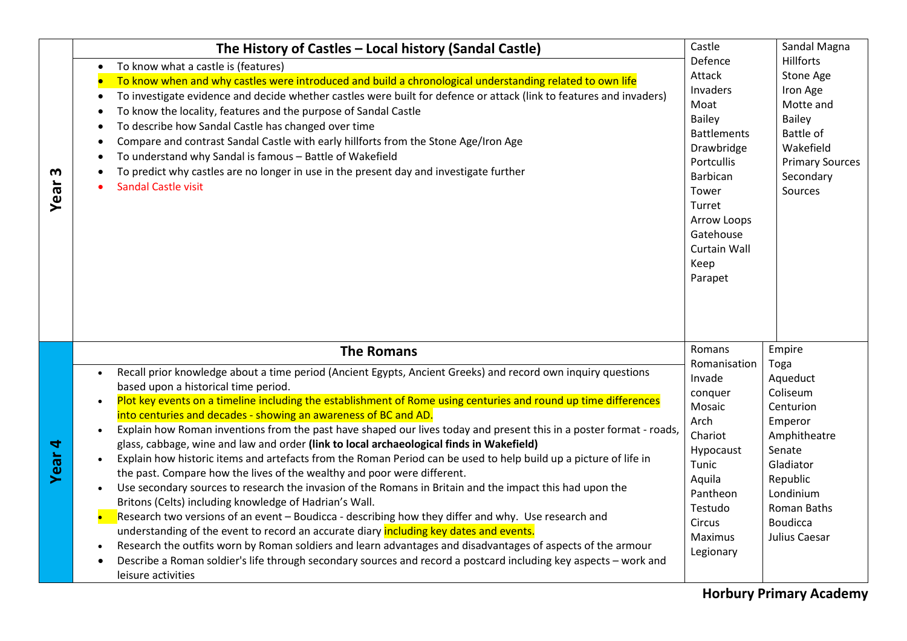| Year | Content | Vocabulary | |
|---|---|---|---|
| **Year 3** | **The History of Castles – Local history (Sandal Castle)**<br><br>• To know what a castle is (features)<br>• To know when and why castles were introduced and build a chronological understanding related to own life<br>• To investigate evidence and decide whether castles were built for defence or attack (link to features and invaders)<br>• To know the locality, features and the purpose of Sandal Castle<br>• To describe how Sandal Castle has changed over time<br>• Compare and contrast Sandal Castle with early hillforts from the Stone Age/Iron Age<br>• To understand why Sandal is famous – Battle of Wakefield<br>• To predict why castles are no longer in use in the present day and investigate further<br>• Sandal Castle visit | Castle<br>Defence<br>Attack<br>Invaders<br>Moat<br>Bailey<br>Battlements<br>Drawbridge<br>Portcullis<br>Barbican<br>Tower<br>Turret<br>Arrow Loops<br>Gatehouse<br>Curtain Wall<br>Keep<br>Parapet | Sandal Magna<br>Hillforts<br>Stone Age<br>Iron Age<br>Motte and Bailey<br>Battle of Wakefield<br>Primary Sources<br>Secondary Sources |
| **Year 4** | **The Romans**<br><br>• Recall prior knowledge about a time period (Ancient Egypts, Ancient Greeks) and record own inquiry questions based upon a historical time period.<br>• Plot key events on a timeline including the establishment of Rome using centuries and round up time differences into centuries and decades - showing an awareness of BC and AD.<br>• Explain how Roman inventions from the past have shaped our lives today and present this in a poster format - roads, glass, cabbage, wine and law and order **(link to local archaeological finds in Wakefield)**<br>• Explain how historic items and artefacts from the Roman Period can be used to help build up a picture of life in the past. Compare how the lives of the wealthy and poor were different.<br>• Use secondary sources to research the invasion of the Romans in Britain and the impact this had upon the Britons (Celts) including knowledge of Hadrian's Wall.<br>• Research two versions of an event – Boudicca - describing how they differ and why. Use research and understanding of the event to record an accurate diary including key dates and events.<br>• Research the outfits worn by Roman soldiers and learn advantages and disadvantages of aspects of the armour<br>• Describe a Roman soldier's life through secondary sources and record a postcard including key aspects – work and leisure activities | Romans<br>Romanisation<br>Invade<br>conquer<br>Mosaic<br>Arch<br>Chariot<br>Hypocaust<br>Tunic<br>Aquila<br>Pantheon<br>Testudo<br>Circus<br>Maximus<br>Legionary | Empire<br>Toga<br>Aqueduct<br>Coliseum<br>Centurion<br>Emperor<br>Amphitheatre<br>Senate<br>Gladiator<br>Republic<br>Londinium<br>Roman Baths<br>Boudicca<br>Julius Caesar |

**Horbury Primary Academy**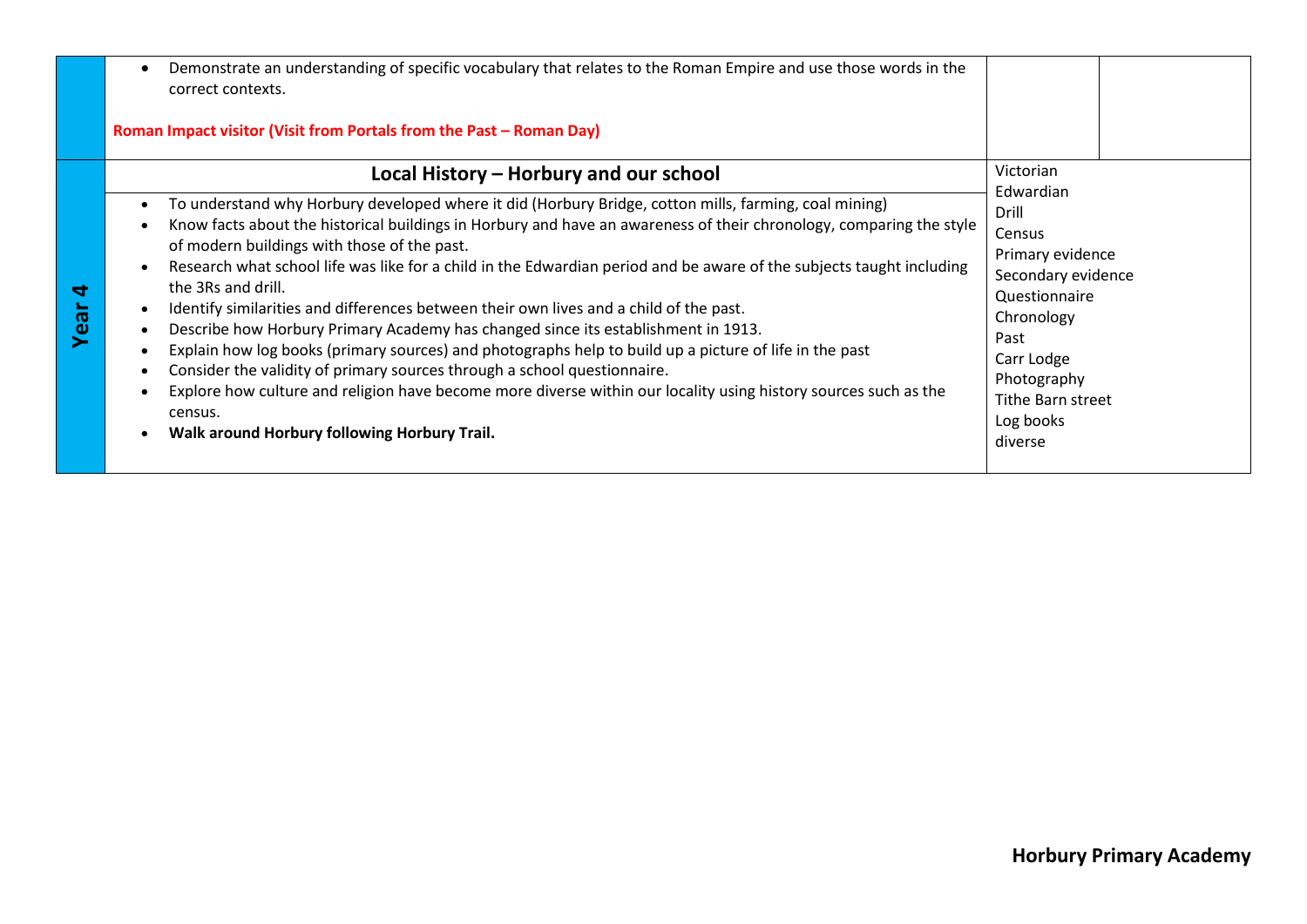| | | | |
|---|---|---|---|
| | • Demonstrate an understanding of specific vocabulary that relates to the Roman Empire and use those words in the correct contexts.<br><br>**Roman Impact visitor (Visit from Portals from the Past – Roman Day)** | | |
| **Year 4** | **Local History – Horbury and our school**<br><br>• To understand why Horbury developed where it did (Horbury Bridge, cotton mills, farming, coal mining)<br>• Know facts about the historical buildings in Horbury and have an awareness of their chronology, comparing the style of modern buildings with those of the past.<br>• Research what school life was like for a child in the Edwardian period and be aware of the subjects taught including the 3Rs and drill.<br>• Identify similarities and differences between their own lives and a child of the past.<br>• Describe how Horbury Primary Academy has changed since its establishment in 1913.<br>• Explain how log books (primary sources) and photographs help to build up a picture of life in the past<br>• Consider the validity of primary sources through a school questionnaire.<br>• Explore how culture and religion have become more diverse within our locality using history sources such as the census.<br>• **Walk around Horbury following Horbury Trail.** | Victorian<br>Edwardian<br>Drill<br>Census<br>Primary evidence<br>Secondary evidence<br>Questionnaire<br>Chronology<br>Past<br>Carr Lodge<br>Photography<br>Tithe Barn street<br>Log books<br>diverse | |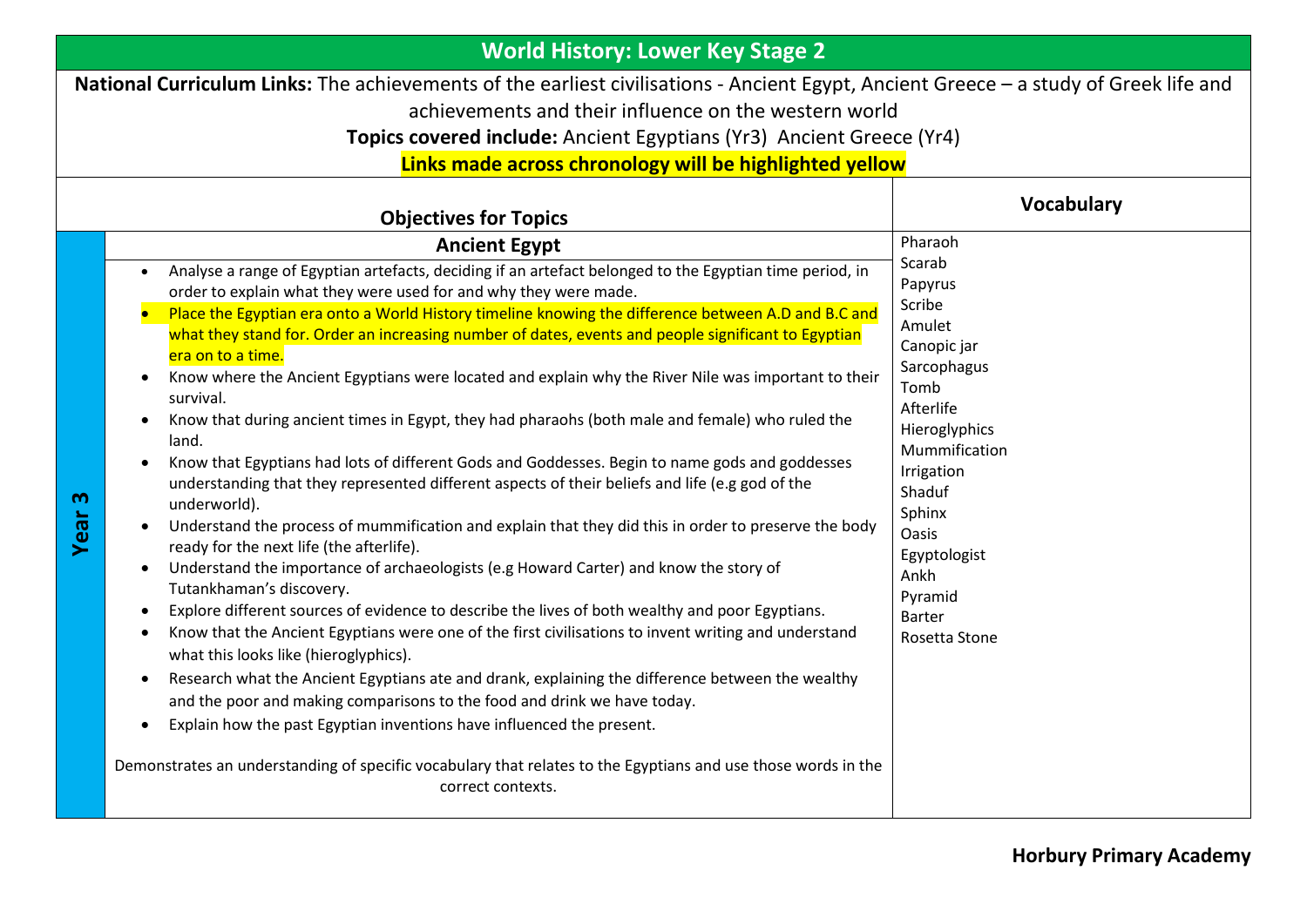# World History: Lower Key Stage 2

**National Curriculum Links:** The achievements of the earliest civilisations - Ancient Egypt, Ancient Greece – a study of Greek life and achievements and their influence on the western world

**Topics covered include:** Ancient Egyptians (Yr3) Ancient Greece (Yr4)

**Links made across chronology will be highlighted yellow**

| | Objectives for Topics | Vocabulary |
|---|---|---|
| **Year 3** | **Ancient Egypt**<br>• Analyse a range of Egyptian artefacts, deciding if an artefact belonged to the Egyptian time period, in order to explain what they were used for and why they were made.<br>• Place the Egyptian era onto a World History timeline knowing the difference between A.D and B.C and what they stand for. Order an increasing number of dates, events and people significant to Egyptian era on to a time.<br>• Know where the Ancient Egyptians were located and explain why the River Nile was important to their survival.<br>• Know that during ancient times in Egypt, they had pharaohs (both male and female) who ruled the land.<br>• Know that Egyptians had lots of different Gods and Goddesses. Begin to name gods and goddesses understanding that they represented different aspects of their beliefs and life (e.g god of the underworld).<br>• Understand the process of mummification and explain that they did this in order to preserve the body ready for the next life (the afterlife).<br>• Understand the importance of archaeologists (e.g Howard Carter) and know the story of Tutankhaman's discovery.<br>• Explore different sources of evidence to describe the lives of both wealthy and poor Egyptians.<br>• Know that the Ancient Egyptians were one of the first civilisations to invent writing and understand what this looks like (hieroglyphics).<br>• Research what the Ancient Egyptians ate and drank, explaining the difference between the wealthy and the poor and making comparisons to the food and drink we have today.<br>• Explain how the past Egyptian inventions have influenced the present.<br><br>Demonstrates an understanding of specific vocabulary that relates to the Egyptians and use those words in the correct contexts. | Pharaoh<br>Scarab<br>Papyrus<br>Scribe<br>Amulet<br>Canopic jar<br>Sarcophagus<br>Tomb<br>Afterlife<br>Hieroglyphics<br>Mummification<br>Irrigation<br>Shaduf<br>Sphinx<br>Oasis<br>Egyptologist<br>Ankh<br>Pyramid<br>Barter<br>Rosetta Stone |

**Horbury Primary Academy**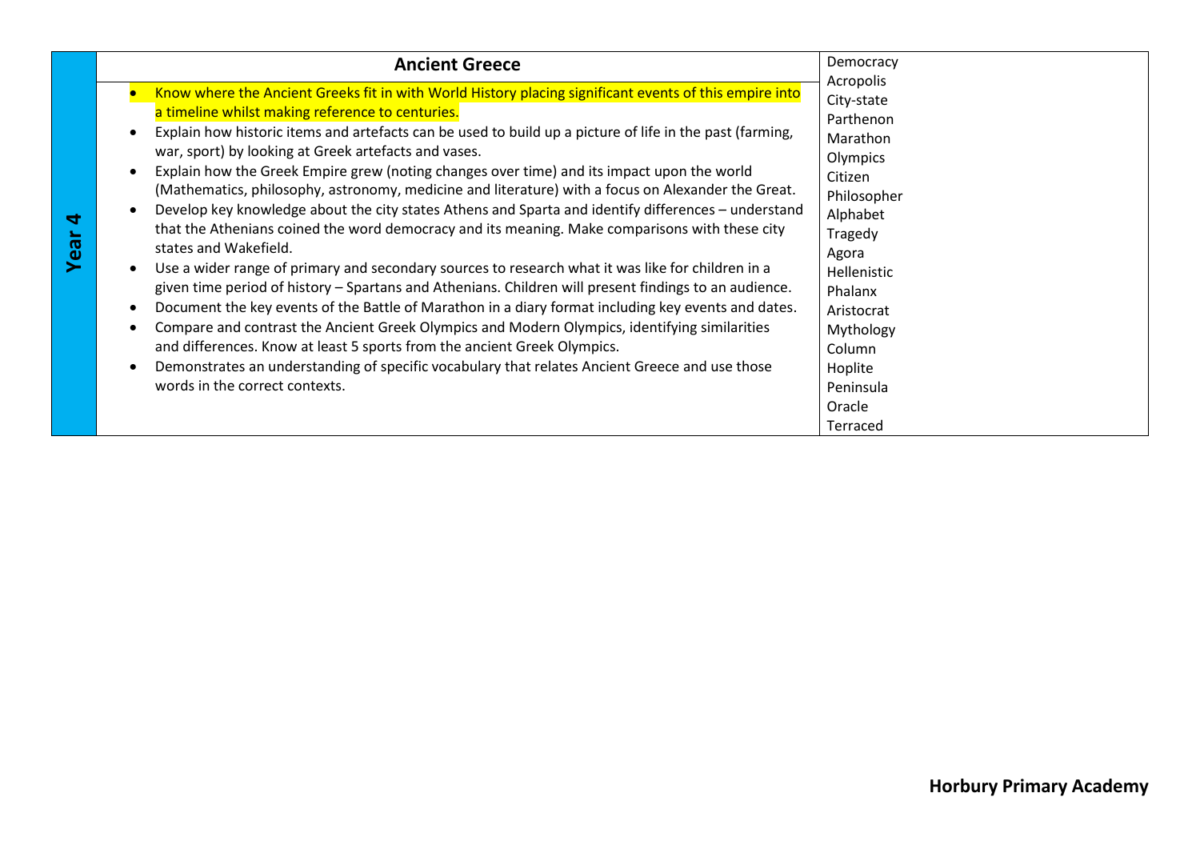| Year 4 | Ancient Greece | Democracy<br>Acropolis<br>City-state<br>Parthenon<br>Marathon<br>Olympics<br>Citizen<br>Philosopher<br>Alphabet<br>Tragedy<br>Agora<br>Hellenistic<br>Phalanx<br>Aristocrat<br>Mythology<br>Column<br>Hoplite<br>Peninsula<br>Oracle<br>Terraced |
|---|---|---|
| | • Know where the Ancient Greeks fit in with World History placing significant events of this empire into a timeline whilst making reference to centuries.<br>• Explain how historic items and artefacts can be used to build up a picture of life in the past (farming, war, sport) by looking at Greek artefacts and vases.<br>• Explain how the Greek Empire grew (noting changes over time) and its impact upon the world (Mathematics, philosophy, astronomy, medicine and literature) with a focus on Alexander the Great.<br>• Develop key knowledge about the city states Athens and Sparta and identify differences – understand that the Athenians coined the word democracy and its meaning. Make comparisons with these city states and Wakefield.<br>• Use a wider range of primary and secondary sources to research what it was like for children in a given time period of history – Spartans and Athenians. Children will present findings to an audience.<br>• Document the key events of the Battle of Marathon in a diary format including key events and dates.<br>• Compare and contrast the Ancient Greek Olympics and Modern Olympics, identifying similarities and differences. Know at least 5 sports from the ancient Greek Olympics.<br>• Demonstrates an understanding of specific vocabulary that relates Ancient Greece and use those words in the correct contexts. | |

**Horbury Primary Academy**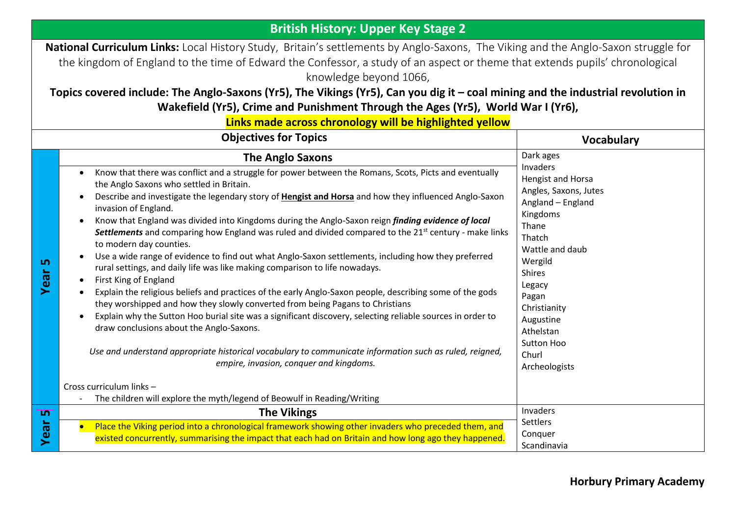# British History: Upper Key Stage 2

**National Curriculum Links:** Local History Study, Britain's settlements by Anglo-Saxons, The Viking and the Anglo-Saxon struggle for the kingdom of England to the time of Edward the Confessor, a study of an aspect or theme that extends pupils' chronological knowledge beyond 1066,

**Topics covered include: The Anglo-Saxons (Yr5), The Vikings (Yr5), Can you dig it – coal mining and the industrial revolution in Wakefield (Yr5), Crime and Punishment Through the Ages (Yr5), World War I (Yr6),**

**Links made across chronology will be highlighted yellow**

| | Objectives for Topics | Vocabulary |
|---|---|---|
| **Year 5** | **The Anglo Saxons**<br>• Know that there was conflict and a struggle for power between the Romans, Scots, Picts and eventually the Anglo Saxons who settled in Britain.<br>• Describe and investigate the legendary story of **Hengist and Horsa** and how they influenced Anglo-Saxon invasion of England.<br>• Know that England was divided into Kingdoms during the Anglo-Saxon reign ***finding evidence of local Settlements*** and comparing how England was ruled and divided compared to the 21st century - make links to modern day counties.<br>• Use a wide range of evidence to find out what Anglo-Saxon settlements, including how they preferred rural settings, and daily life was like making comparison to life nowadays.<br>• First King of England<br>• Explain the religious beliefs and practices of the early Anglo-Saxon people, describing some of the gods they worshipped and how they slowly converted from being Pagans to Christians<br>• Explain why the Sutton Hoo burial site was a significant discovery, selecting reliable sources in order to draw conclusions about the Anglo-Saxons.<br><br>*Use and understand appropriate historical vocabulary to communicate information such as ruled, reigned, empire, invasion, conquer and kingdoms.*<br><br>Cross curriculum links –<br>- The children will explore the myth/legend of Beowulf in Reading/Writing | Dark ages<br>Invaders<br>Hengist and Horsa<br>Angles, Saxons, Jutes<br>Angland – England<br>Kingdoms<br>Thane<br>Thatch<br>Wattle and daub<br>Wergild<br>Shires<br>Legacy<br>Pagan<br>Christianity<br>Augustine<br>Athelstan<br>Sutton Hoo<br>Churl<br>Archeologists |
| **Year 5** | **The Vikings**<br>• Place the Viking period into a chronological framework showing other invaders who preceded them, and existed concurrently, summarising the impact that each had on Britain and how long ago they happened. | Invaders<br>Settlers<br>Conquer<br>Scandinavia |

**Horbury Primary Academy**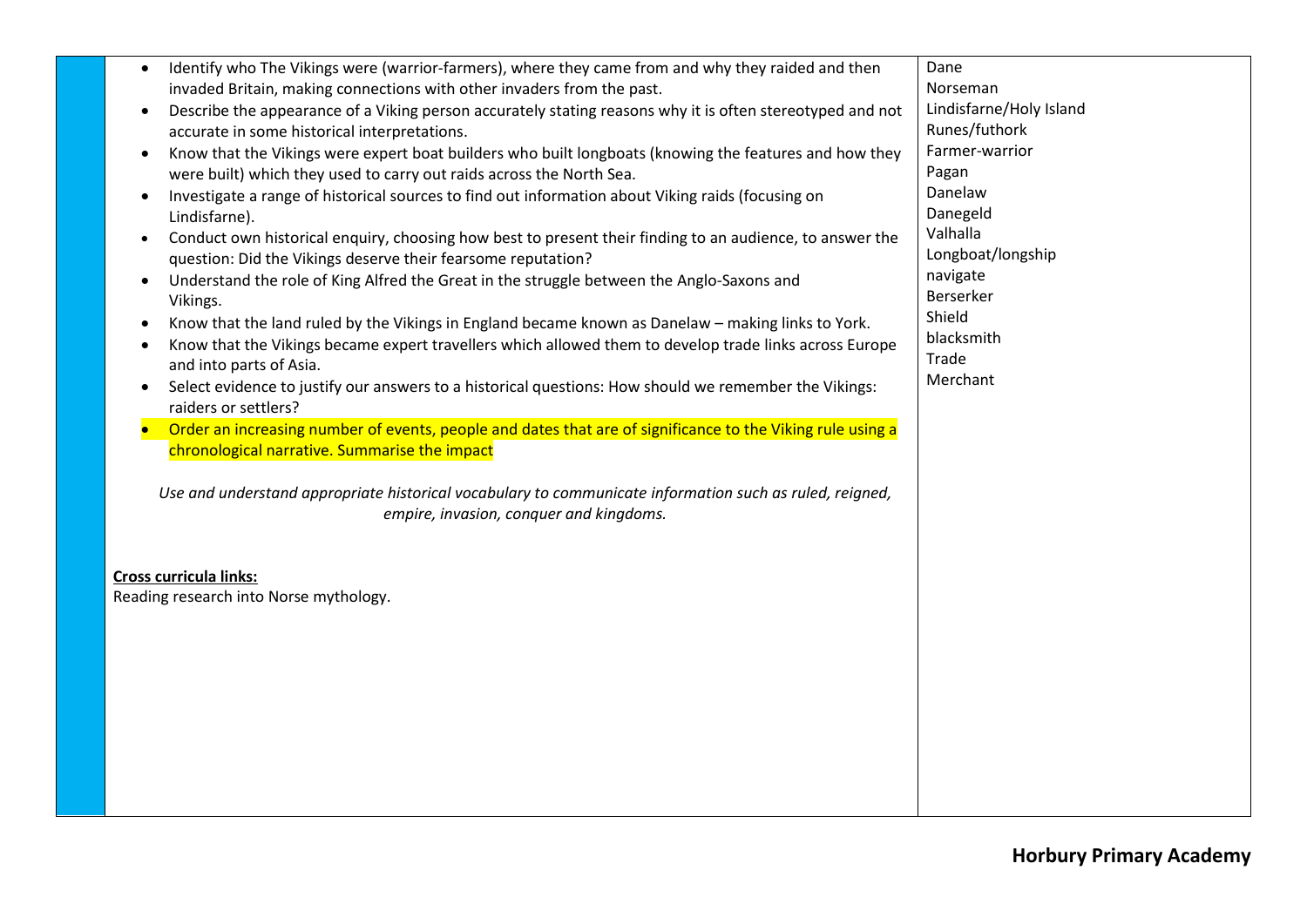| | | |
|---|---|---|
| | - Identify who The Vikings were (warrior-farmers), where they came from and why they raided and then invaded Britain, making connections with other invaders from the past.<br>- Describe the appearance of a Viking person accurately stating reasons why it is often stereotyped and not accurate in some historical interpretations.<br>- Know that the Vikings were expert boat builders who built longboats (knowing the features and how they were built) which they used to carry out raids across the North Sea.<br>- Investigate a range of historical sources to find out information about Viking raids (focusing on Lindisfarne).<br>- Conduct own historical enquiry, choosing how best to present their finding to an audience, to answer the question: Did the Vikings deserve their fearsome reputation?<br>- Understand the role of King Alfred the Great in the struggle between the Anglo-Saxons and Vikings.<br>- Know that the land ruled by the Vikings in England became known as Danelaw – making links to York.<br>- Know that the Vikings became expert travellers which allowed them to develop trade links across Europe and into parts of Asia.<br>- Select evidence to justify our answers to a historical questions: How should we remember the Vikings: raiders or settlers?<br>- Order an increasing number of events, people and dates that are of significance to the Viking rule using a chronological narrative. Summarise the impact<br><br>*Use and understand appropriate historical vocabulary to communicate information such as ruled, reigned, empire, invasion, conquer and kingdoms.*<br><br>**Cross curricula links:**<br>Reading research into Norse mythology. | Dane<br>Norseman<br>Lindisfarne/Holy Island<br>Runes/futhork<br>Farmer-warrior<br>Pagan<br>Danelaw<br>Danegeld<br>Valhalla<br>Longboat/longship<br>navigate<br>Berserker<br>Shield<br>blacksmith<br>Trade<br>Merchant |

**Horbury Primary Academy**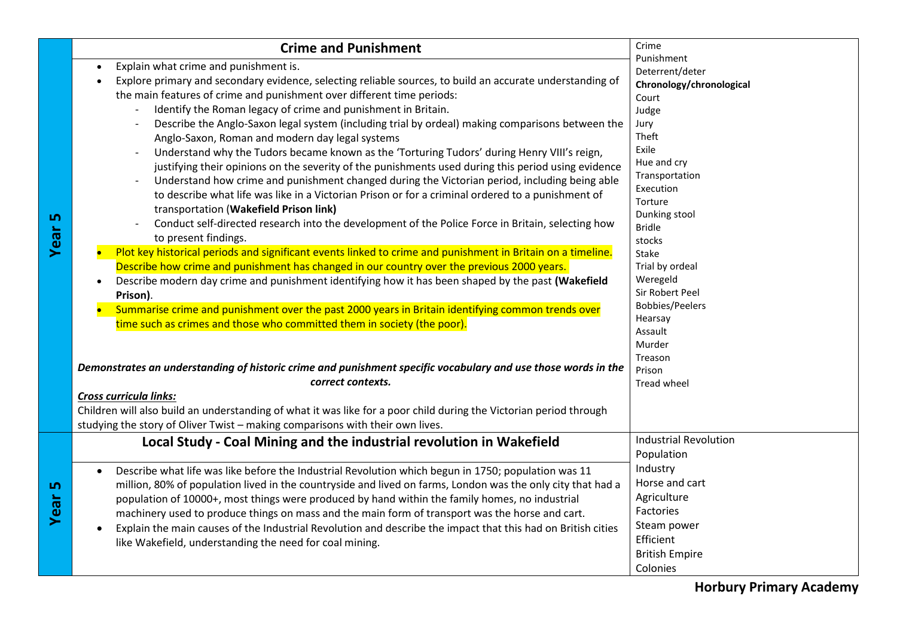| | | |
|---|---|---|
| **Year 5** | **Crime and Punishment**<br><br>• Explain what crime and punishment is.<br>• Explore primary and secondary evidence, selecting reliable sources, to build an accurate understanding of the main features of crime and punishment over different time periods:<br>  - Identify the Roman legacy of crime and punishment in Britain.<br>  - Describe the Anglo-Saxon legal system (including trial by ordeal) making comparisons between the Anglo-Saxon, Roman and modern day legal systems<br>  - Understand why the Tudors became known as the 'Torturing Tudors' during Henry VIII's reign, justifying their opinions on the severity of the punishments used during this period using evidence<br>  - Understand how crime and punishment changed during the Victorian period, including being able to describe what life was like in a Victorian Prison or for a criminal ordered to a punishment of transportation (**Wakefield Prison link)**<br>  - Conduct self-directed research into the development of the Police Force in Britain, selecting how to present findings.<br>• Plot key historical periods and significant events linked to crime and punishment in Britain on a timeline. Describe how crime and punishment has changed in our country over the previous 2000 years.<br>• Describe modern day crime and punishment identifying how it has been shaped by the past **(Wakefield Prison)**.<br>• Summarise crime and punishment over the past 2000 years in Britain identifying common trends over time such as crimes and those who committed them in society (the poor).<br><br>***Demonstrates an understanding of historic crime and punishment specific vocabulary and use those words in the correct contexts.***<br><br>***Cross curricula links:***<br>Children will also build an understanding of what it was like for a poor child during the Victorian period through studying the story of Oliver Twist – making comparisons with their own lives. | Crime<br>Punishment<br>Deterrent/deter<br>**Chronology/chronological**<br>Court<br>Judge<br>Jury<br>Theft<br>Exile<br>Hue and cry<br>Transportation<br>Execution<br>Torture<br>Dunking stool<br>Bridle<br>stocks<br>Stake<br>Trial by ordeal<br>Weregeld<br>Sir Robert Peel<br>Bobbies/Peelers<br>Hearsay<br>Assault<br>Murder<br>Treason<br>Prison<br>Tread wheel |
| **Year 5** | **Local Study - Coal Mining and the industrial revolution in Wakefield**<br><br>• Describe what life was like before the Industrial Revolution which begun in 1750; population was 11 million, 80% of population lived in the countryside and lived on farms, London was the only city that had a population of 10000+, most things were produced by hand within the family homes, no industrial machinery used to produce things on mass and the main form of transport was the horse and cart.<br>• Explain the main causes of the Industrial Revolution and describe the impact that this had on British cities like Wakefield, understanding the need for coal mining. | Industrial Revolution<br>Population<br>Industry<br>Horse and cart<br>Agriculture<br>Factories<br>Steam power<br>Efficient<br>British Empire<br>Colonies |

**Horbury Primary Academy**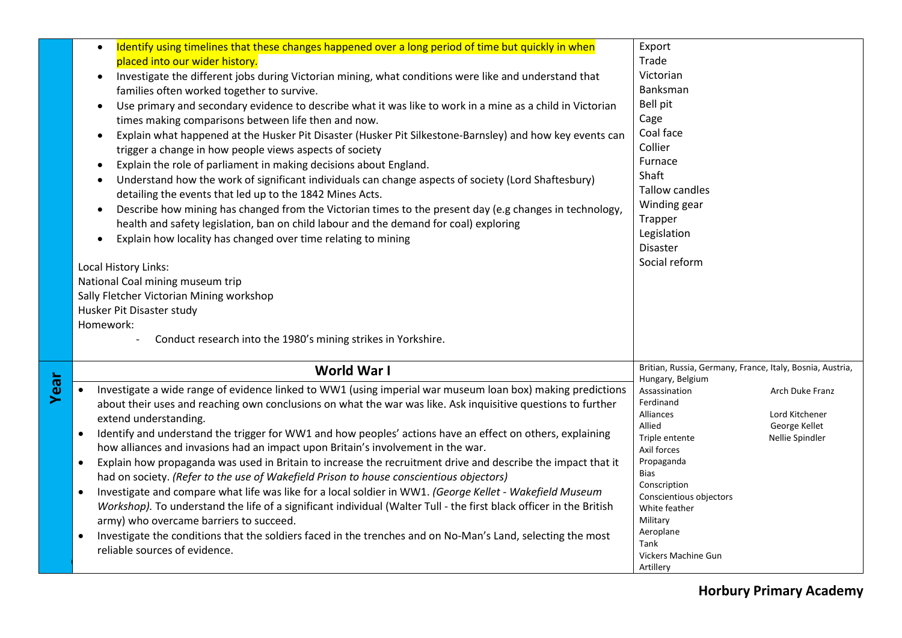| | | |
|---|---|---|
| | • Identify using timelines that these changes happened over a long period of time but quickly in when placed into our wider history.<br>• Investigate the different jobs during Victorian mining, what conditions were like and understand that families often worked together to survive.<br>• Use primary and secondary evidence to describe what it was like to work in a mine as a child in Victorian times making comparisons between life then and now.<br>• Explain what happened at the Husker Pit Disaster (Husker Pit Silkestone-Barnsley) and how key events can trigger a change in how people views aspects of society<br>• Explain the role of parliament in making decisions about England.<br>• Understand how the work of significant individuals can change aspects of society (Lord Shaftesbury) detailing the events that led up to the 1842 Mines Acts.<br>• Describe how mining has changed from the Victorian times to the present day (e.g changes in technology, health and safety legislation, ban on child labour and the demand for coal) exploring<br>• Explain how locality has changed over time relating to mining<br><br>Local History Links:<br>National Coal mining museum trip<br>Sally Fletcher Victorian Mining workshop<br>Husker Pit Disaster study<br>Homework:<br>- Conduct research into the 1980's mining strikes in Yorkshire. | Export<br>Trade<br>Victorian<br>Banksman<br>Bell pit<br>Cage<br>Coal face<br>Collier<br>Furnace<br>Shaft<br>Tallow candles<br>Winding gear<br>Trapper<br>Legislation<br>Disaster<br>Social reform |
| **Year** | **World War I**<br><br>• Investigate a wide range of evidence linked to WW1 (using imperial war museum loan box) making predictions about their uses and reaching own conclusions on what the war was like. Ask inquisitive questions to further extend understanding.<br>• Identify and understand the trigger for WW1 and how peoples' actions have an effect on others, explaining how alliances and invasions had an impact upon Britain's involvement in the war.<br>• Explain how propaganda was used in Britain to increase the recruitment drive and describe the impact that it had on society. *(Refer to the use of Wakefield Prison to house conscientious objectors)*<br>• Investigate and compare what life was like for a local soldier in WW1. *(George Kellet - Wakefield Museum Workshop).* To understand the life of a significant individual (Walter Tull - the first black officer in the British army) who overcame barriers to succeed.<br>• Investigate the conditions that the soldiers faced in the trenches and on No-Man's Land, selecting the most reliable sources of evidence. | Britian, Russia, Germany, France, Italy, Bosnia, Austria, Hungary, Belgium<br>Assassination<br>Alliances<br>Allied<br>Triple entente<br>Axil forces<br>Propaganda<br>Bias<br>Conscription<br>Conscientious objectors<br>White feather<br>Military<br>Aeroplane<br>Tank<br>Vickers Machine Gun<br>Artillery<br><br>Arch Duke Franz Ferdinand<br>Lord Kitchener<br>George Kellet<br>Nellie Spindler |

**Horbury Primary Academy**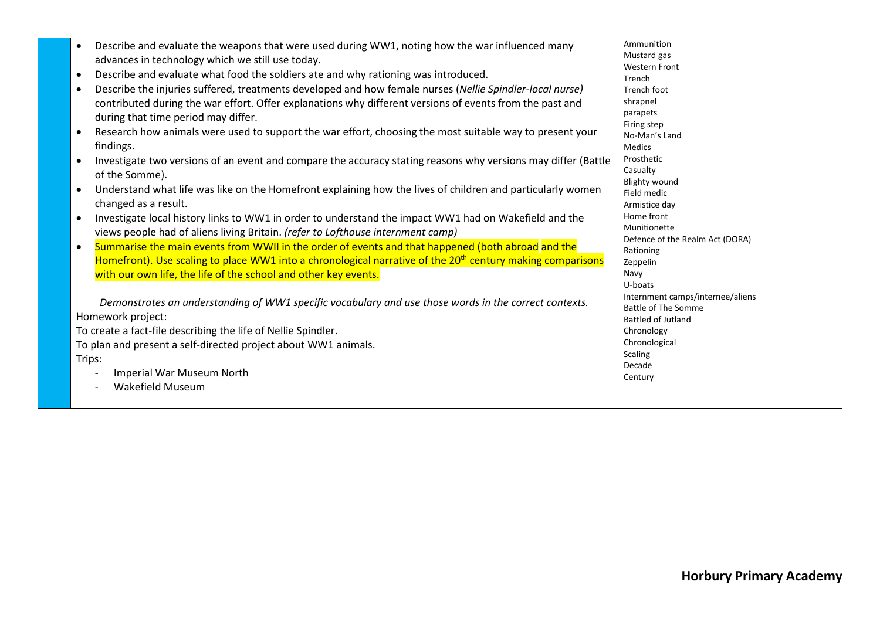| | | |
|---|---|---|
| | • Describe and evaluate the weapons that were used during WW1, noting how the war influenced many advances in technology which we still use today.<br>• Describe and evaluate what food the soldiers ate and why rationing was introduced.<br>• Describe the injuries suffered, treatments developed and how female nurses (*Nellie Spindler-local nurse)* contributed during the war effort. Offer explanations why different versions of events from the past and during that time period may differ.<br>• Research how animals were used to support the war effort, choosing the most suitable way to present your findings.<br>• Investigate two versions of an event and compare the accuracy stating reasons why versions may differ (Battle of the Somme).<br>• Understand what life was like on the Homefront explaining how the lives of children and particularly women changed as a result.<br>• Investigate local history links to WW1 in order to understand the impact WW1 had on Wakefield and the views people had of aliens living Britain. *(refer to Lofthouse internment camp)*<br>• Summarise the main events from WWII in the order of events and that happened (both abroad and the Homefront). Use scaling to place WW1 into a chronological narrative of the 20th century making comparisons with our own life, the life of the school and other key events.<br><br>*Demonstrates an understanding of WW1 specific vocabulary and use those words in the correct contexts.*<br>Homework project:<br>To create a fact-file describing the life of Nellie Spindler.<br>To plan and present a self-directed project about WW1 animals.<br>Trips:<br>- Imperial War Museum North<br>- Wakefield Museum | Ammunition<br>Mustard gas<br>Western Front<br>Trench<br>Trench foot<br>shrapnel<br>parapets<br>Firing step<br>No-Man's Land<br>Medics<br>Prosthetic<br>Casualty<br>Blighty wound<br>Field medic<br>Armistice day<br>Home front<br>Munitionette<br>Defence of the Realm Act (DORA)<br>Rationing<br>Zeppelin<br>Navy<br>U-boats<br>Internment camps/internee/aliens<br>Battle of The Somme<br>Battled of Jutland<br>Chronology<br>Chronological<br>Scaling<br>Decade<br>Century |

**Horbury Primary Academy**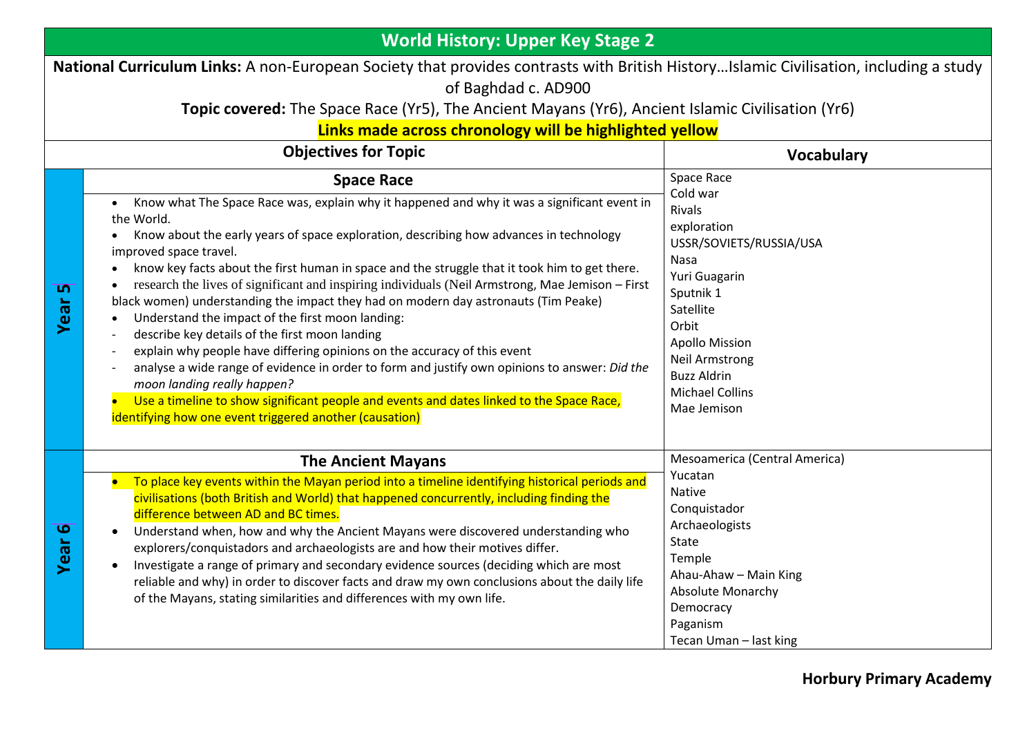# World History: Upper Key Stage 2

**National Curriculum Links:** A non-European Society that provides contrasts with British History…Islamic Civilisation, including a study of Baghdad c. AD900

**Topic covered:** The Space Race (Yr5), The Ancient Mayans (Yr6), Ancient Islamic Civilisation (Yr6)

**Links made across chronology will be highlighted yellow**

| | Objectives for Topic | Vocabulary |
|---|---|---|
| **Year 5** | **Space Race**<br>• Know what The Space Race was, explain why it happened and why it was a significant event in the World.<br>• Know about the early years of space exploration, describing how advances in technology improved space travel.<br>• know key facts about the first human in space and the struggle that it took him to get there.<br>• research the lives of significant and inspiring individuals (Neil Armstrong, Mae Jemison – First black women) understanding the impact they had on modern day astronauts (Tim Peake)<br>• Understand the impact of the first moon landing:<br>- describe key details of the first moon landing<br>- explain why people have differing opinions on the accuracy of this event<br>- analyse a wide range of evidence in order to form and justify own opinions to answer: *Did the moon landing really happen?*<br>• Use a timeline to show significant people and events and dates linked to the Space Race, identifying how one event triggered another (causation) | Space Race<br>Cold war<br>Rivals<br>exploration<br>USSR/SOVIETS/RUSSIA/USA<br>Nasa<br>Yuri Guagarin<br>Sputnik 1<br>Satellite<br>Orbit<br>Apollo Mission<br>Neil Armstrong<br>Buzz Aldrin<br>Michael Collins<br>Mae Jemison |
| **Year 6** | **The Ancient Mayans**<br>• To place key events within the Mayan period into a timeline identifying historical periods and civilisations (both British and World) that happened concurrently, including finding the difference between AD and BC times.<br>• Understand when, how and why the Ancient Mayans were discovered understanding who explorers/conquistadors and archaeologists are and how their motives differ.<br>• Investigate a range of primary and secondary evidence sources (deciding which are most reliable and why) in order to discover facts and draw my own conclusions about the daily life of the Mayans, stating similarities and differences with my own life. | Mesoamerica (Central America)<br>Yucatan<br>Native<br>Conquistador<br>Archaeologists<br>State<br>Temple<br>Ahau-Ahaw – Main King<br>Absolute Monarchy<br>Democracy<br>Paganism<br>Tecan Uman – last king |

**Horbury Primary Academy**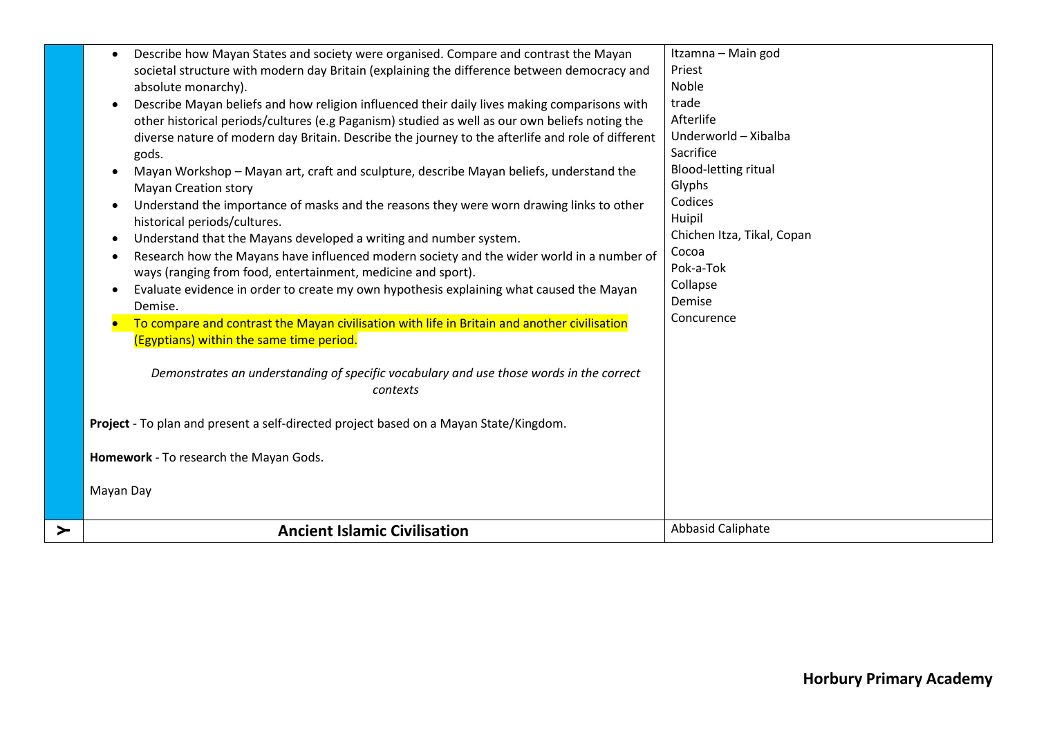| | | |
|---|---|---|
| | • Describe how Mayan States and society were organised. Compare and contrast the Mayan societal structure with modern day Britain (explaining the difference between democracy and absolute monarchy).<br>• Describe Mayan beliefs and how religion influenced their daily lives making comparisons with other historical periods/cultures (e.g Paganism) studied as well as our own beliefs noting the diverse nature of modern day Britain. Describe the journey to the afterlife and role of different gods.<br>• Mayan Workshop – Mayan art, craft and sculpture, describe Mayan beliefs, understand the Mayan Creation story<br>• Understand the importance of masks and the reasons they were worn drawing links to other historical periods/cultures.<br>• Understand that the Mayans developed a writing and number system.<br>• Research how the Mayans have influenced modern society and the wider world in a number of ways (ranging from food, entertainment, medicine and sport).<br>• Evaluate evidence in order to create my own hypothesis explaining what caused the Mayan Demise.<br>• To compare and contrast the Mayan civilisation with life in Britain and another civilisation (Egyptians) within the same time period.<br><br>*Demonstrates an understanding of specific vocabulary and use those words in the correct contexts*<br><br>**Project** - To plan and present a self-directed project based on a Mayan State/Kingdom.<br><br>**Homework** - To research the Mayan Gods.<br><br>Mayan Day | Itzamna – Main god<br>Priest<br>Noble<br>trade<br>Afterlife<br>Underworld – Xibalba<br>Sacrifice<br>Blood-letting ritual<br>Glyphs<br>Codices<br>Huipil<br>Chichen Itza, Tikal, Copan<br>Cocoa<br>Pok-a-Tok<br>Collapse<br>Demise<br>Concurence |
| ≻ | **Ancient Islamic Civilisation** | Abbasid Caliphate |

**Horbury Primary Academy**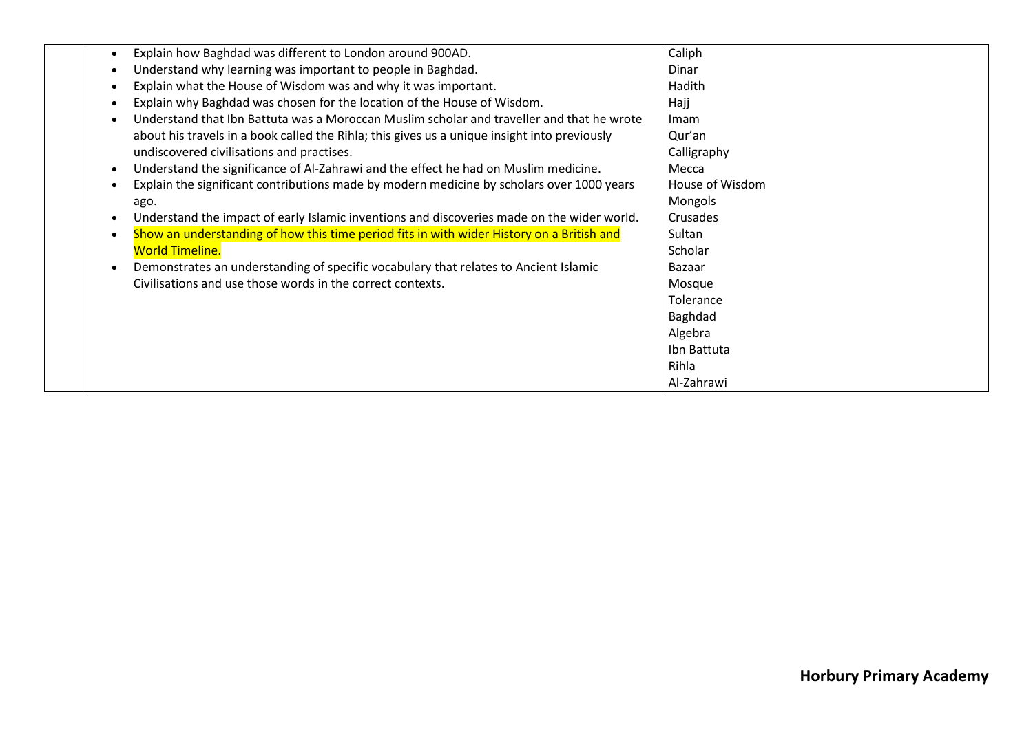| | | |
|---|---|---|
| | • Explain how Baghdad was different to London around 900AD.<br>• Understand why learning was important to people in Baghdad.<br>• Explain what the House of Wisdom was and why it was important.<br>• Explain why Baghdad was chosen for the location of the House of Wisdom.<br>• Understand that Ibn Battuta was a Moroccan Muslim scholar and traveller and that he wrote about his travels in a book called the Rihla; this gives us a unique insight into previously undiscovered civilisations and practises.<br>• Understand the significance of Al-Zahrawi and the effect he had on Muslim medicine.<br>• Explain the significant contributions made by modern medicine by scholars over 1000 years ago.<br>• Understand the impact of early Islamic inventions and discoveries made on the wider world.<br>• Show an understanding of how this time period fits in with wider History on a British and World Timeline.<br>• Demonstrates an understanding of specific vocabulary that relates to Ancient Islamic Civilisations and use those words in the correct contexts. | Caliph<br>Dinar<br>Hadith<br>Hajj<br>Imam<br>Qur'an<br>Calligraphy<br>Mecca<br>House of Wisdom<br>Mongols<br>Crusades<br>Sultan<br>Scholar<br>Bazaar<br>Mosque<br>Tolerance<br>Baghdad<br>Algebra<br>Ibn Battuta<br>Rihla<br>Al-Zahrawi |

**Horbury Primary Academy**